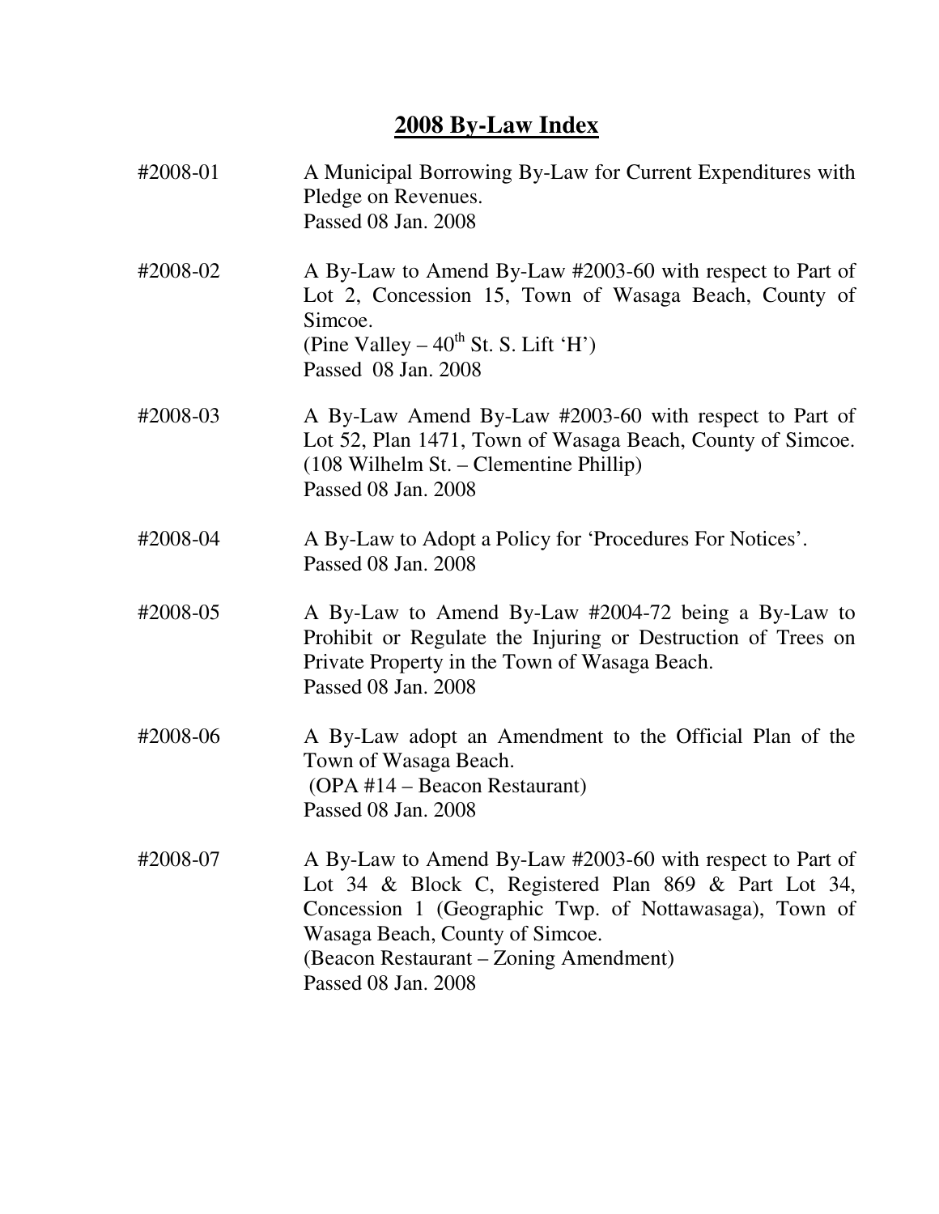# 2008 By-Law Index

| | |
|---|---|
| #2008-01 | A Municipal Borrowing By-Law for Current Expenditures with Pledge on Revenues.<br>Passed 08 Jan. 2008 |
| #2008-02 | A By-Law to Amend By-Law #2003-60 with respect to Part of Lot 2, Concession 15, Town of Wasaga Beach, County of Simcoe.<br>(Pine Valley – 40th St. S. Lift 'H')<br>Passed 08 Jan. 2008 |
| #2008-03 | A By-Law Amend By-Law #2003-60 with respect to Part of Lot 52, Plan 1471, Town of Wasaga Beach, County of Simcoe.<br>(108 Wilhelm St. – Clementine Phillip)<br>Passed 08 Jan. 2008 |
| #2008-04 | A By-Law to Adopt a Policy for 'Procedures For Notices'.<br>Passed 08 Jan. 2008 |
| #2008-05 | A By-Law to Amend By-Law #2004-72 being a By-Law to Prohibit or Regulate the Injuring or Destruction of Trees on Private Property in the Town of Wasaga Beach.<br>Passed 08 Jan. 2008 |
| #2008-06 | A By-Law adopt an Amendment to the Official Plan of the Town of Wasaga Beach.<br>(OPA #14 – Beacon Restaurant)<br>Passed 08 Jan. 2008 |
| #2008-07 | A By-Law to Amend By-Law #2003-60 with respect to Part of Lot 34 & Block C, Registered Plan 869 & Part Lot 34, Concession 1 (Geographic Twp. of Nottawasaga), Town of Wasaga Beach, County of Simcoe.<br>(Beacon Restaurant – Zoning Amendment)<br>Passed 08 Jan. 2008 |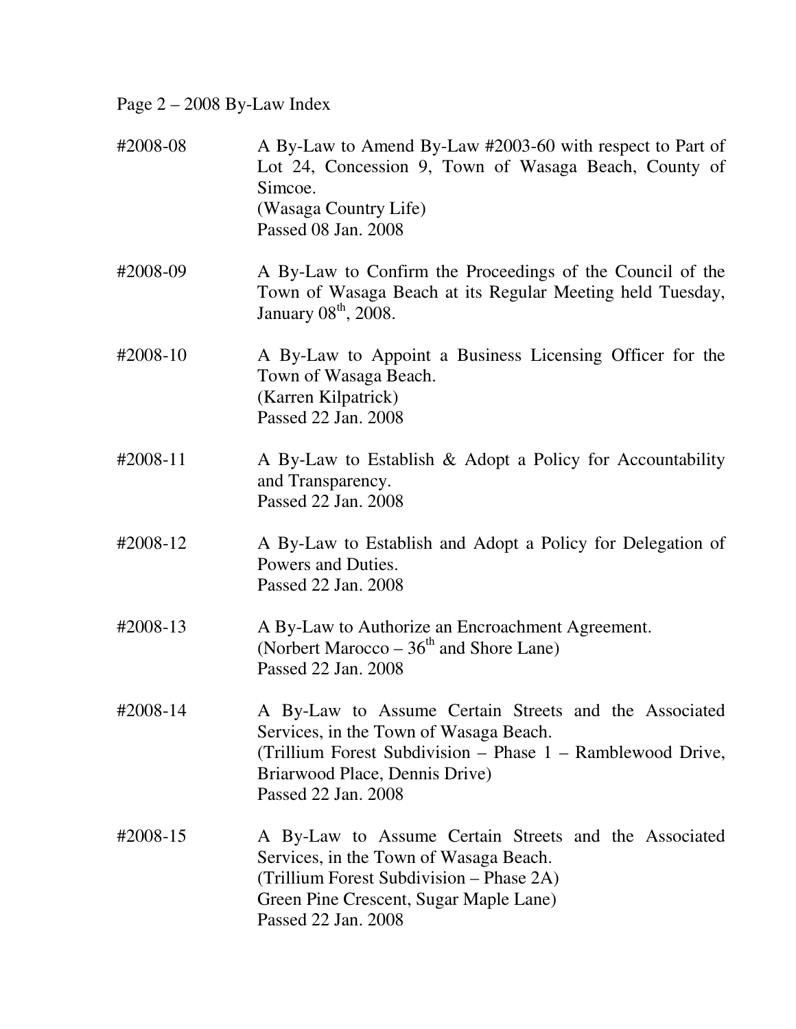Page 2 – 2008 By-Law Index

| | |
|---|---|
| #2008-08 | A By-Law to Amend By-Law #2003-60 with respect to Part of Lot 24, Concession 9, Town of Wasaga Beach, County of Simcoe.<br>(Wasaga Country Life)<br>Passed 08 Jan. 2008 |
| #2008-09 | A By-Law to Confirm the Proceedings of the Council of the Town of Wasaga Beach at its Regular Meeting held Tuesday, January 08th, 2008. |
| #2008-10 | A By-Law to Appoint a Business Licensing Officer for the Town of Wasaga Beach.<br>(Karren Kilpatrick)<br>Passed 22 Jan. 2008 |
| #2008-11 | A By-Law to Establish & Adopt a Policy for Accountability and Transparency.<br>Passed 22 Jan. 2008 |
| #2008-12 | A By-Law to Establish and Adopt a Policy for Delegation of Powers and Duties.<br>Passed 22 Jan. 2008 |
| #2008-13 | A By-Law to Authorize an Encroachment Agreement.<br>(Norbert Marocco – 36th and Shore Lane)<br>Passed 22 Jan. 2008 |
| #2008-14 | A By-Law to Assume Certain Streets and the Associated Services, in the Town of Wasaga Beach.<br>(Trillium Forest Subdivision – Phase 1 – Ramblewood Drive, Briarwood Place, Dennis Drive)<br>Passed 22 Jan. 2008 |
| #2008-15 | A By-Law to Assume Certain Streets and the Associated Services, in the Town of Wasaga Beach.<br>(Trillium Forest Subdivision – Phase 2A)<br>Green Pine Crescent, Sugar Maple Lane)<br>Passed 22 Jan. 2008 |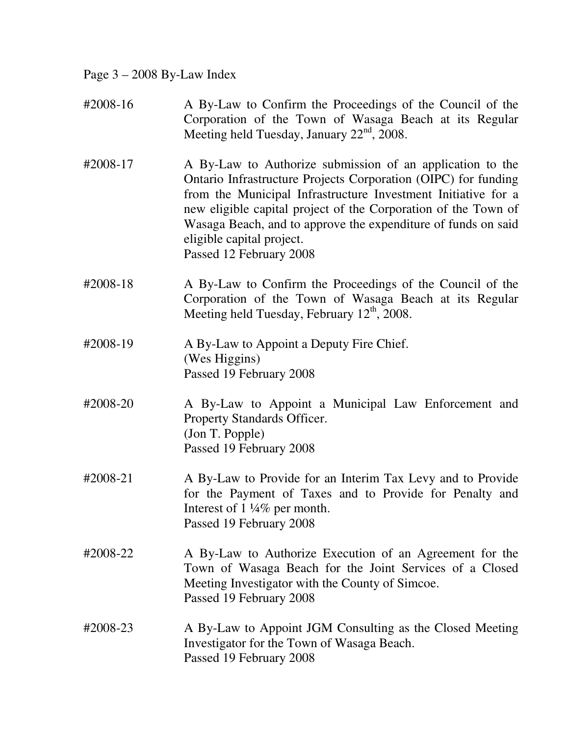**#2008-16** A By-Law to Confirm the Proceedings of the Council of the Corporation of the Town of Wasaga Beach at its Regular Meeting held Tuesday, January 22nd, 2008.

**#2008-17** A By-Law to Authorize submission of an application to the Ontario Infrastructure Projects Corporation (OIPC) for funding from the Municipal Infrastructure Investment Initiative for a new eligible capital project of the Corporation of the Town of Wasaga Beach, and to approve the expenditure of funds on said eligible capital project.
Passed 12 February 2008

**#2008-18** A By-Law to Confirm the Proceedings of the Council of the Corporation of the Town of Wasaga Beach at its Regular Meeting held Tuesday, February 12th, 2008.

**#2008-19** A By-Law to Appoint a Deputy Fire Chief.
(Wes Higgins)
Passed 19 February 2008

**#2008-20** A By-Law to Appoint a Municipal Law Enforcement and Property Standards Officer.
(Jon T. Popple)
Passed 19 February 2008

**#2008-21** A By-Law to Provide for an Interim Tax Levy and to Provide for the Payment of Taxes and to Provide for Penalty and Interest of 1 ¼% per month.
Passed 19 February 2008

**#2008-22** A By-Law to Authorize Execution of an Agreement for the Town of Wasaga Beach for the Joint Services of a Closed Meeting Investigator with the County of Simcoe.
Passed 19 February 2008

**#2008-23** A By-Law to Appoint JGM Consulting as the Closed Meeting Investigator for the Town of Wasaga Beach.
Passed 19 February 2008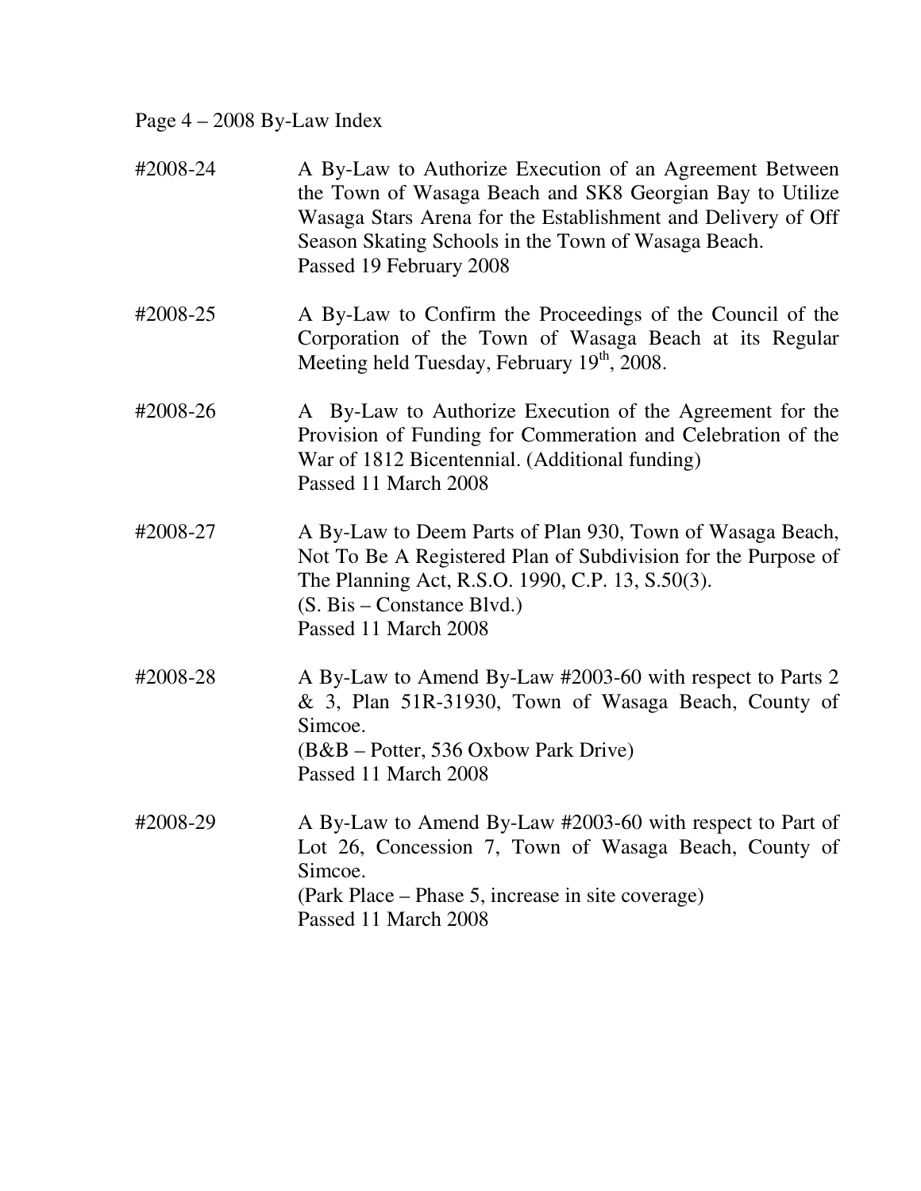**#2008-24**
A By-Law to Authorize Execution of an Agreement Between the Town of Wasaga Beach and SK8 Georgian Bay to Utilize Wasaga Stars Arena for the Establishment and Delivery of Off Season Skating Schools in the Town of Wasaga Beach.
Passed 19 February 2008

**#2008-25**
A By-Law to Confirm the Proceedings of the Council of the Corporation of the Town of Wasaga Beach at its Regular Meeting held Tuesday, February 19th, 2008.

**#2008-26**
A By-Law to Authorize Execution of the Agreement for the Provision of Funding for Commeration and Celebration of the War of 1812 Bicentennial. (Additional funding)
Passed 11 March 2008

**#2008-27**
A By-Law to Deem Parts of Plan 930, Town of Wasaga Beach, Not To Be A Registered Plan of Subdivision for the Purpose of The Planning Act, R.S.O. 1990, C.P. 13, S.50(3).
(S. Bis – Constance Blvd.)
Passed 11 March 2008

**#2008-28**
A By-Law to Amend By-Law #2003-60 with respect to Parts 2 & 3, Plan 51R-31930, Town of Wasaga Beach, County of Simcoe.
(B&B – Potter, 536 Oxbow Park Drive)
Passed 11 March 2008

**#2008-29**
A By-Law to Amend By-Law #2003-60 with respect to Part of Lot 26, Concession 7, Town of Wasaga Beach, County of Simcoe.
(Park Place – Phase 5, increase in site coverage)
Passed 11 March 2008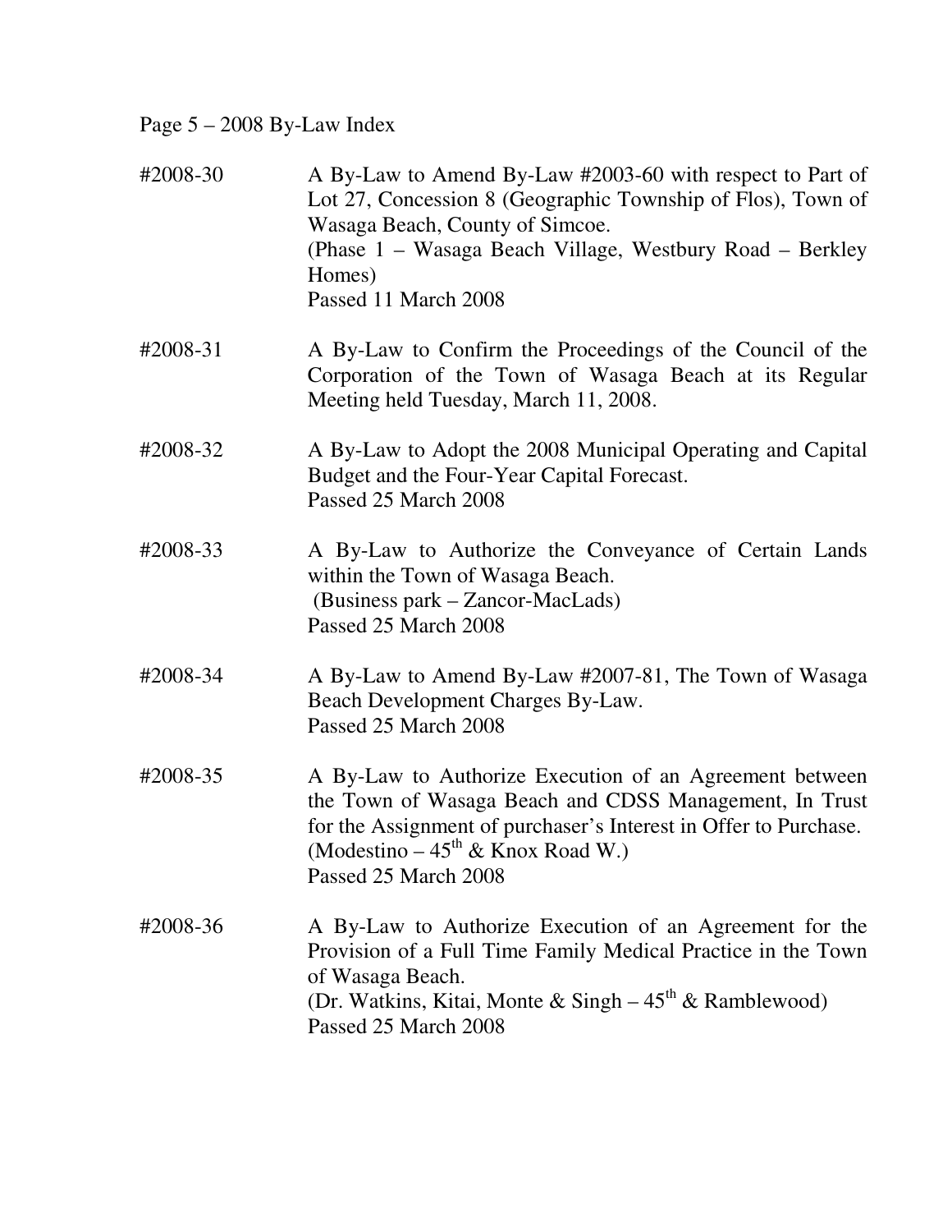Page 5 – 2008 By-Law Index

| | |
|---|---|
| #2008-30 | A By-Law to Amend By-Law #2003-60 with respect to Part of Lot 27, Concession 8 (Geographic Township of Flos), Town of Wasaga Beach, County of Simcoe.<br>(Phase 1 – Wasaga Beach Village, Westbury Road – Berkley Homes)<br>Passed 11 March 2008 |
| #2008-31 | A By-Law to Confirm the Proceedings of the Council of the Corporation of the Town of Wasaga Beach at its Regular Meeting held Tuesday, March 11, 2008. |
| #2008-32 | A By-Law to Adopt the 2008 Municipal Operating and Capital Budget and the Four-Year Capital Forecast.<br>Passed 25 March 2008 |
| #2008-33 | A By-Law to Authorize the Conveyance of Certain Lands within the Town of Wasaga Beach.<br>(Business park – Zancor-MacLads)<br>Passed 25 March 2008 |
| #2008-34 | A By-Law to Amend By-Law #2007-81, The Town of Wasaga Beach Development Charges By-Law.<br>Passed 25 March 2008 |
| #2008-35 | A By-Law to Authorize Execution of an Agreement between the Town of Wasaga Beach and CDSS Management, In Trust for the Assignment of purchaser's Interest in Offer to Purchase.<br>(Modestino – 45th & Knox Road W.)<br>Passed 25 March 2008 |
| #2008-36 | A By-Law to Authorize Execution of an Agreement for the Provision of a Full Time Family Medical Practice in the Town of Wasaga Beach.<br>(Dr. Watkins, Kitai, Monte & Singh – 45th & Ramblewood)<br>Passed 25 March 2008 |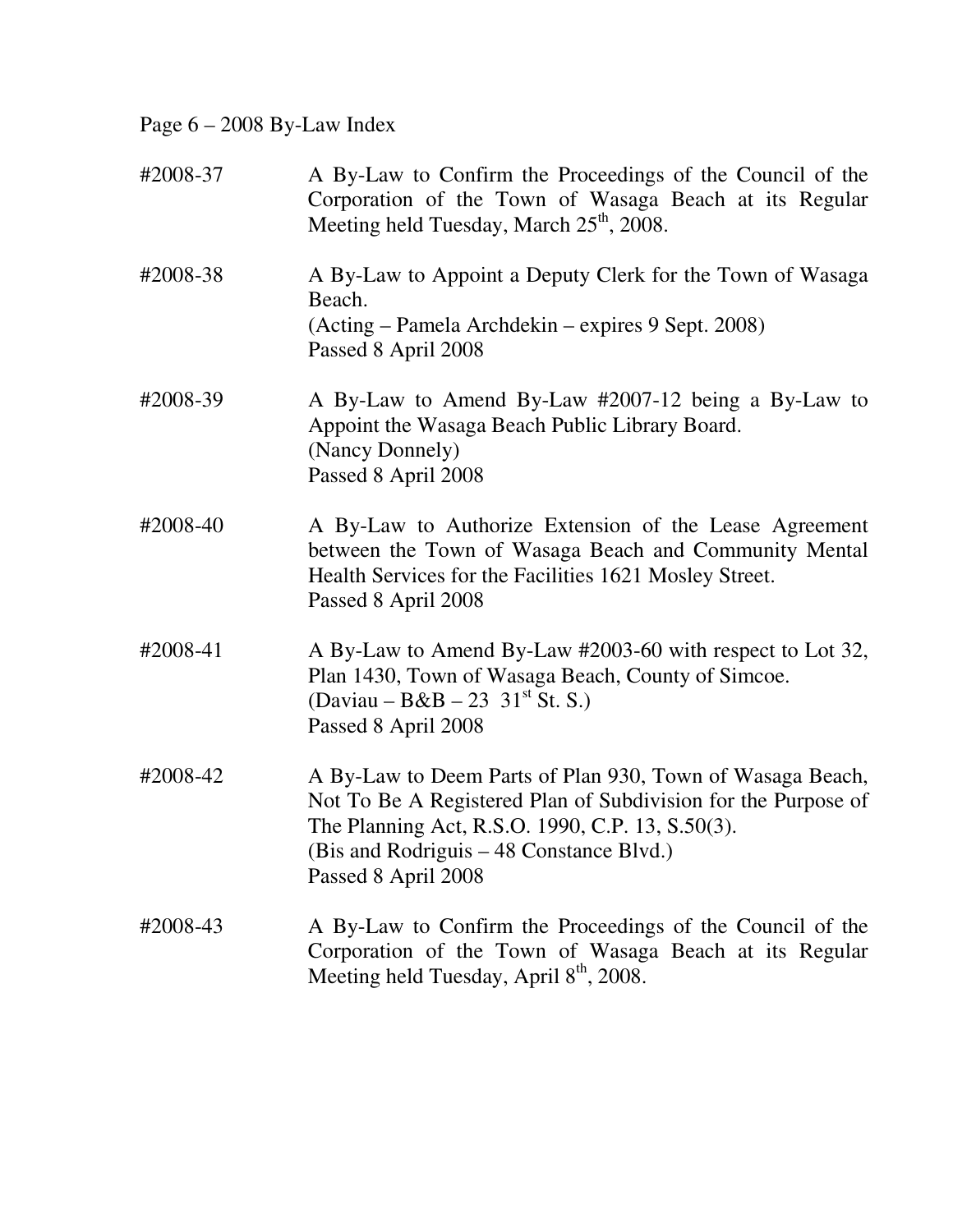Page 6 – 2008 By-Law Index

| | |
|---|---|
| #2008-37 | A By-Law to Confirm the Proceedings of the Council of the Corporation of the Town of Wasaga Beach at its Regular Meeting held Tuesday, March 25th, 2008. |
| #2008-38 | A By-Law to Appoint a Deputy Clerk for the Town of Wasaga Beach.<br>(Acting – Pamela Archdekin – expires 9 Sept. 2008)<br>Passed 8 April 2008 |
| #2008-39 | A By-Law to Amend By-Law #2007-12 being a By-Law to Appoint the Wasaga Beach Public Library Board.<br>(Nancy Donnely)<br>Passed 8 April 2008 |
| #2008-40 | A By-Law to Authorize Extension of the Lease Agreement between the Town of Wasaga Beach and Community Mental Health Services for the Facilities 1621 Mosley Street.<br>Passed 8 April 2008 |
| #2008-41 | A By-Law to Amend By-Law #2003-60 with respect to Lot 32, Plan 1430, Town of Wasaga Beach, County of Simcoe.<br>(Daviau – B&B – 23 31st St. S.)<br>Passed 8 April 2008 |
| #2008-42 | A By-Law to Deem Parts of Plan 930, Town of Wasaga Beach, Not To Be A Registered Plan of Subdivision for the Purpose of The Planning Act, R.S.O. 1990, C.P. 13, S.50(3).<br>(Bis and Rodriguis – 48 Constance Blvd.)<br>Passed 8 April 2008 |
| #2008-43 | A By-Law to Confirm the Proceedings of the Council of the Corporation of the Town of Wasaga Beach at its Regular Meeting held Tuesday, April 8th, 2008. |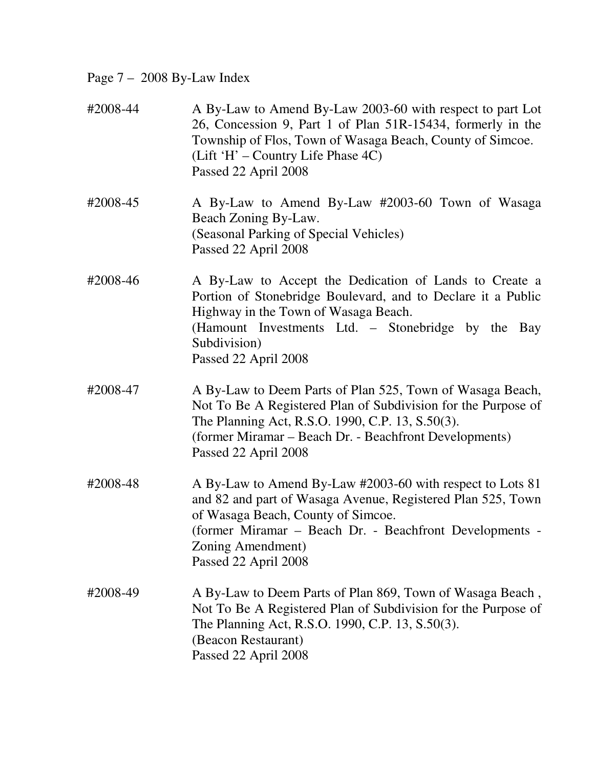Page 7 – 2008 By-Law Index

#2008-44 A By-Law to Amend By-Law 2003-60 with respect to part Lot 26, Concession 9, Part 1 of Plan 51R-15434, formerly in the Township of Flos, Town of Wasaga Beach, County of Simcoe.
(Lift 'H' – Country Life Phase 4C)
Passed 22 April 2008

#2008-45 A By-Law to Amend By-Law #2003-60 Town of Wasaga Beach Zoning By-Law.
(Seasonal Parking of Special Vehicles)
Passed 22 April 2008

#2008-46 A By-Law to Accept the Dedication of Lands to Create a Portion of Stonebridge Boulevard, and to Declare it a Public Highway in the Town of Wasaga Beach.
(Hamount Investments Ltd. – Stonebridge by the Bay Subdivision)
Passed 22 April 2008

#2008-47 A By-Law to Deem Parts of Plan 525, Town of Wasaga Beach, Not To Be A Registered Plan of Subdivision for the Purpose of The Planning Act, R.S.O. 1990, C.P. 13, S.50(3).
(former Miramar – Beach Dr. - Beachfront Developments)
Passed 22 April 2008

#2008-48 A By-Law to Amend By-Law #2003-60 with respect to Lots 81 and 82 and part of Wasaga Avenue, Registered Plan 525, Town of Wasaga Beach, County of Simcoe.
(former Miramar – Beach Dr. - Beachfront Developments - Zoning Amendment)
Passed 22 April 2008

#2008-49 A By-Law to Deem Parts of Plan 869, Town of Wasaga Beach , Not To Be A Registered Plan of Subdivision for the Purpose of The Planning Act, R.S.O. 1990, C.P. 13, S.50(3).
(Beacon Restaurant)
Passed 22 April 2008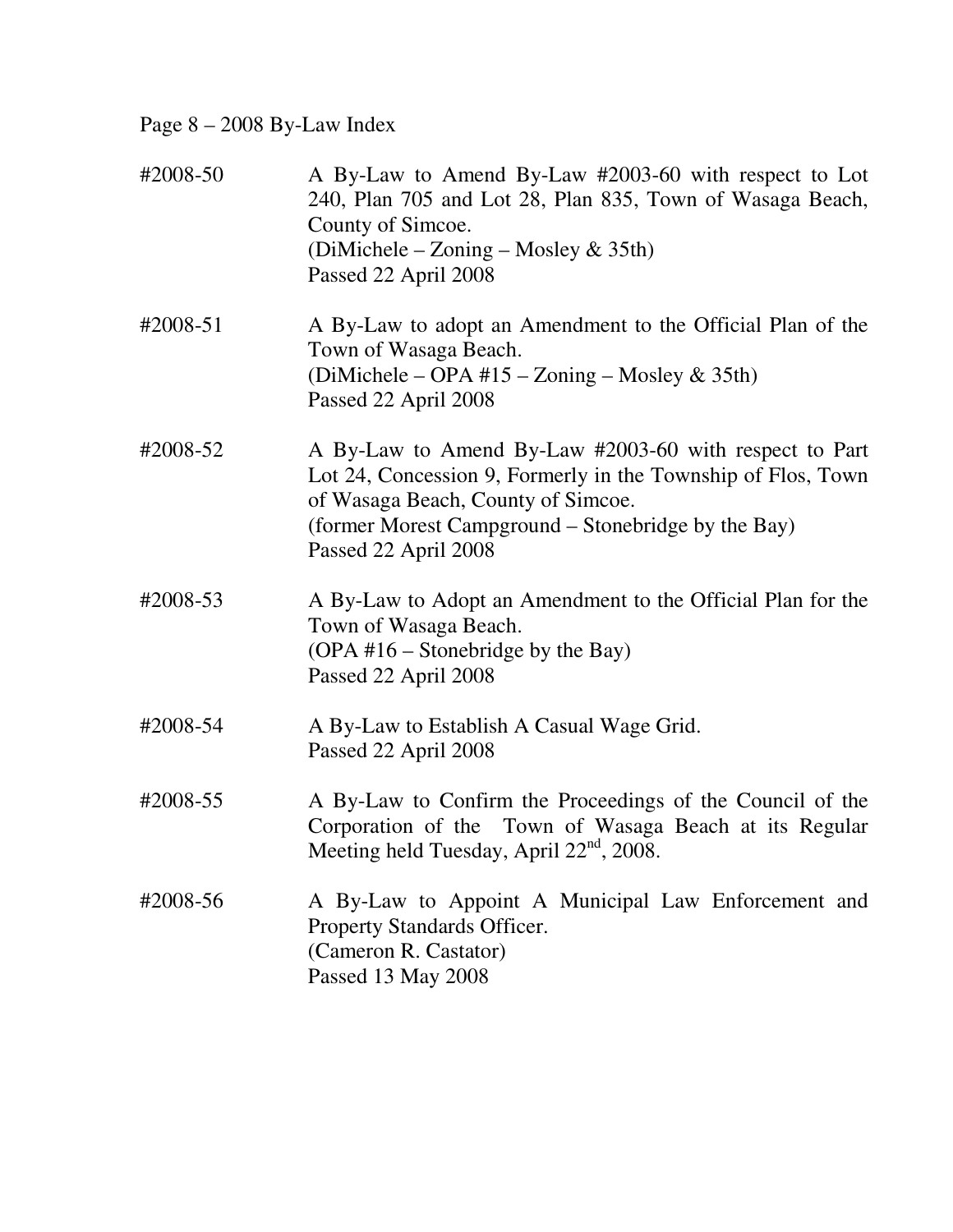Page 8 – 2008 By-Law Index

**#2008-50**
A By-Law to Amend By-Law #2003-60 with respect to Lot 240, Plan 705 and Lot 28, Plan 835, Town of Wasaga Beach, County of Simcoe.
(DiMichele – Zoning – Mosley & 35th)
Passed 22 April 2008

**#2008-51**
A By-Law to adopt an Amendment to the Official Plan of the Town of Wasaga Beach.
(DiMichele – OPA #15 – Zoning – Mosley & 35th)
Passed 22 April 2008

**#2008-52**
A By-Law to Amend By-Law #2003-60 with respect to Part Lot 24, Concession 9, Formerly in the Township of Flos, Town of Wasaga Beach, County of Simcoe.
(former Morest Campground – Stonebridge by the Bay)
Passed 22 April 2008

**#2008-53**
A By-Law to Adopt an Amendment to the Official Plan for the Town of Wasaga Beach.
(OPA #16 – Stonebridge by the Bay)
Passed 22 April 2008

**#2008-54**
A By-Law to Establish A Casual Wage Grid.
Passed 22 April 2008

**#2008-55**
A By-Law to Confirm the Proceedings of the Council of the Corporation of the Town of Wasaga Beach at its Regular Meeting held Tuesday, April 22nd, 2008.

**#2008-56**
A By-Law to Appoint A Municipal Law Enforcement and Property Standards Officer.
(Cameron R. Castator)
Passed 13 May 2008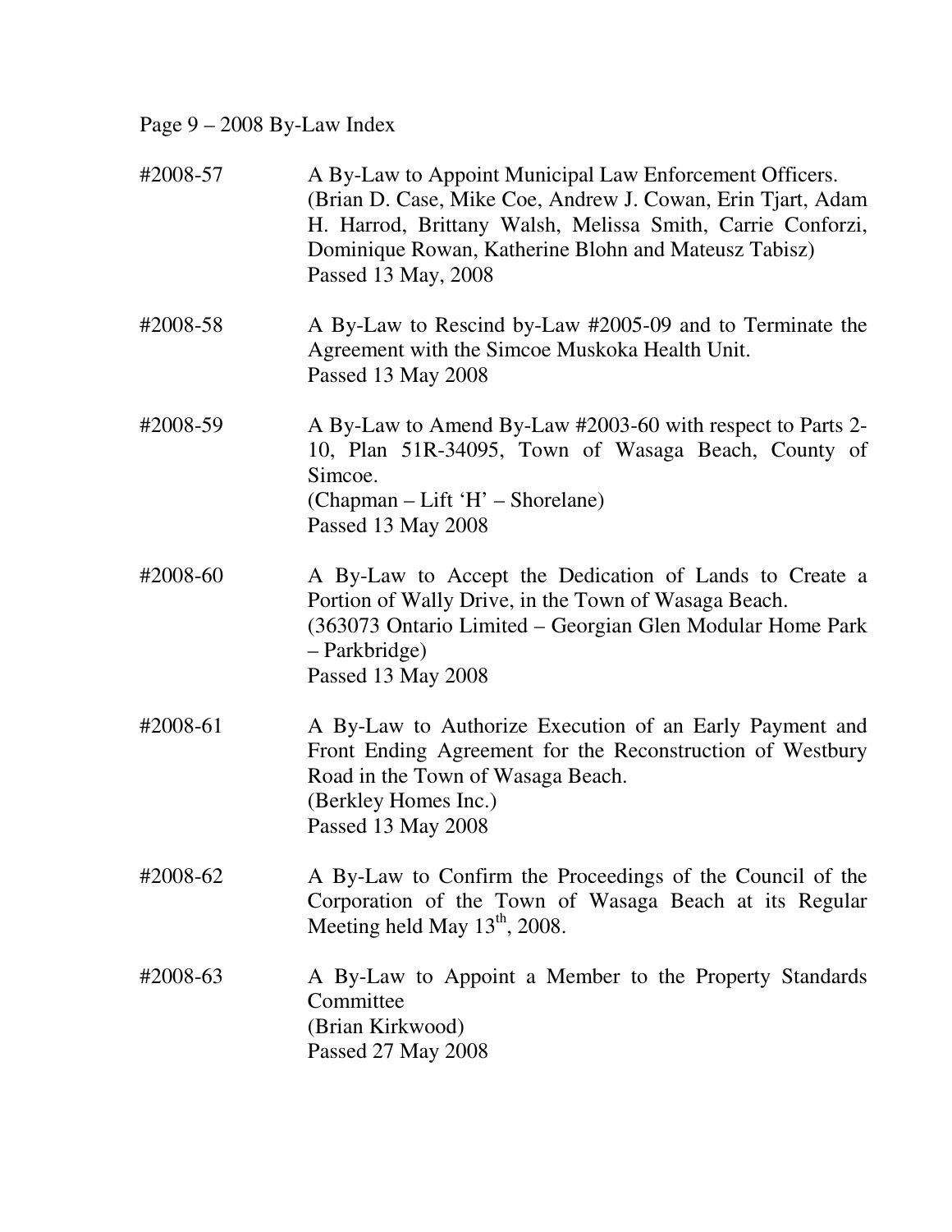Page 9 – 2008 By-Law Index

#2008-57 A By-Law to Appoint Municipal Law Enforcement Officers. (Brian D. Case, Mike Coe, Andrew J. Cowan, Erin Tjart, Adam H. Harrod, Brittany Walsh, Melissa Smith, Carrie Conforzi, Dominique Rowan, Katherine Blohn and Mateusz Tabisz)
Passed 13 May, 2008

#2008-58 A By-Law to Rescind by-Law #2005-09 and to Terminate the Agreement with the Simcoe Muskoka Health Unit.
Passed 13 May 2008

#2008-59 A By-Law to Amend By-Law #2003-60 with respect to Parts 2-10, Plan 51R-34095, Town of Wasaga Beach, County of Simcoe.
(Chapman – Lift 'H' – Shorelane)
Passed 13 May 2008

#2008-60 A By-Law to Accept the Dedication of Lands to Create a Portion of Wally Drive, in the Town of Wasaga Beach.
(363073 Ontario Limited – Georgian Glen Modular Home Park – Parkbridge)
Passed 13 May 2008

#2008-61 A By-Law to Authorize Execution of an Early Payment and Front Ending Agreement for the Reconstruction of Westbury Road in the Town of Wasaga Beach.
(Berkley Homes Inc.)
Passed 13 May 2008

#2008-62 A By-Law to Confirm the Proceedings of the Council of the Corporation of the Town of Wasaga Beach at its Regular Meeting held May 13th, 2008.

#2008-63 A By-Law to Appoint a Member to the Property Standards Committee
(Brian Kirkwood)
Passed 27 May 2008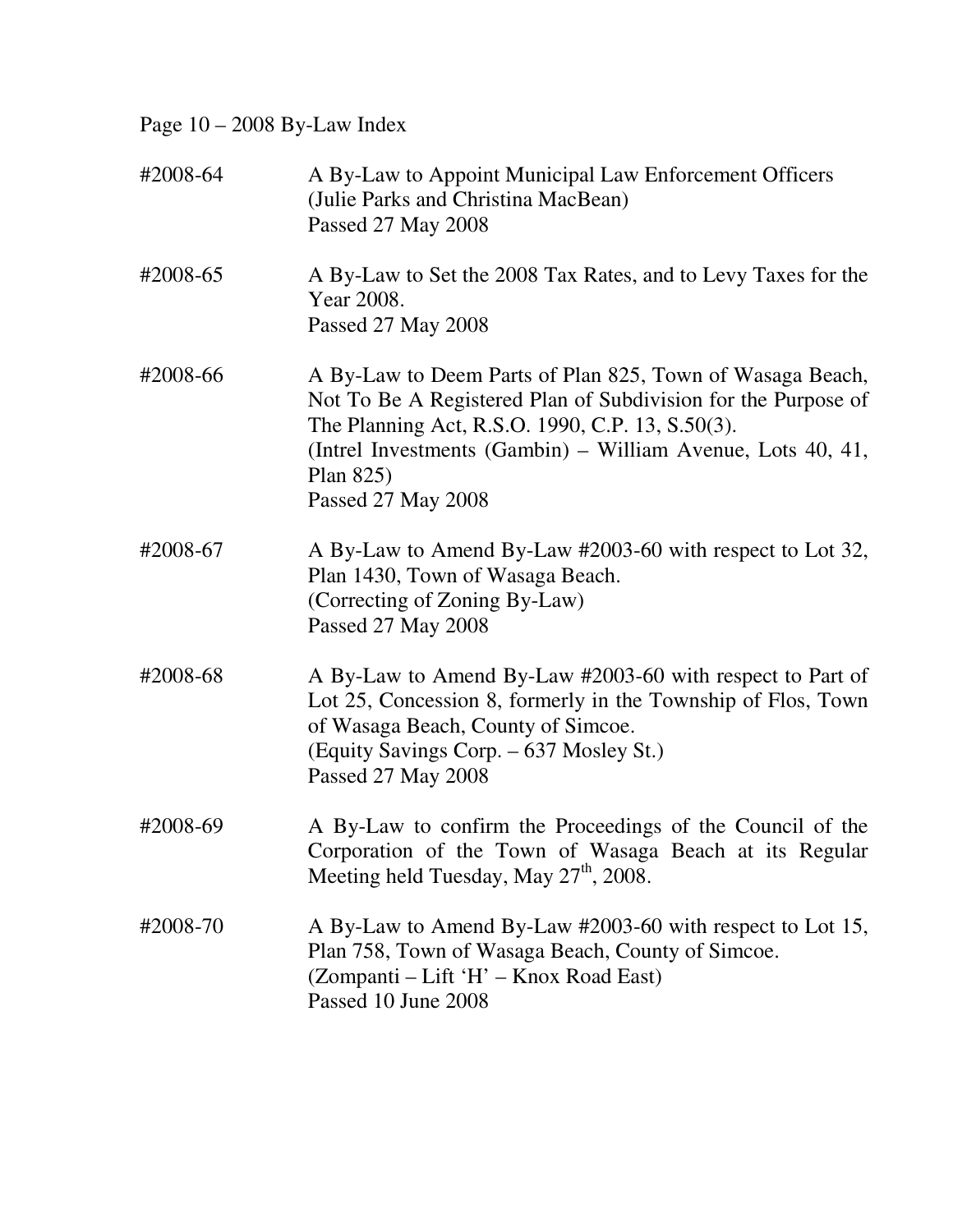Page 10 – 2008 By-Law Index

#2008-64 A By-Law to Appoint Municipal Law Enforcement Officers (Julie Parks and Christina MacBean)
Passed 27 May 2008

#2008-65 A By-Law to Set the 2008 Tax Rates, and to Levy Taxes for the Year 2008.
Passed 27 May 2008

#2008-66 A By-Law to Deem Parts of Plan 825, Town of Wasaga Beach, Not To Be A Registered Plan of Subdivision for the Purpose of The Planning Act, R.S.O. 1990, C.P. 13, S.50(3).
(Intrel Investments (Gambin) – William Avenue, Lots 40, 41, Plan 825)
Passed 27 May 2008

#2008-67 A By-Law to Amend By-Law #2003-60 with respect to Lot 32, Plan 1430, Town of Wasaga Beach.
(Correcting of Zoning By-Law)
Passed 27 May 2008

#2008-68 A By-Law to Amend By-Law #2003-60 with respect to Part of Lot 25, Concession 8, formerly in the Township of Flos, Town of Wasaga Beach, County of Simcoe.
(Equity Savings Corp. – 637 Mosley St.)
Passed 27 May 2008

#2008-69 A By-Law to confirm the Proceedings of the Council of the Corporation of the Town of Wasaga Beach at its Regular Meeting held Tuesday, May 27th, 2008.

#2008-70 A By-Law to Amend By-Law #2003-60 with respect to Lot 15, Plan 758, Town of Wasaga Beach, County of Simcoe.
(Zompanti – Lift 'H' – Knox Road East)
Passed 10 June 2008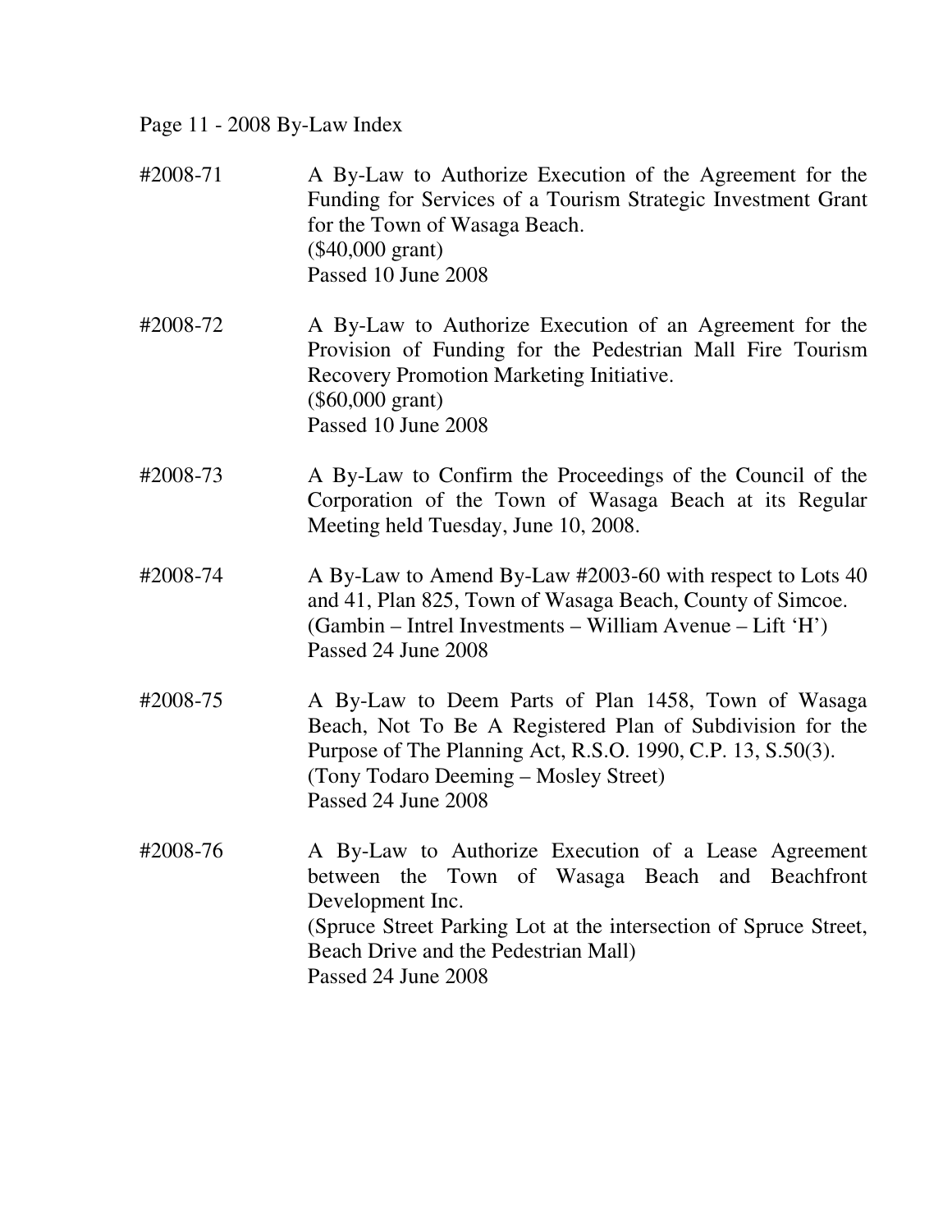Page 11 - 2008 By-Law Index

#2008-71 A By-Law to Authorize Execution of the Agreement for the Funding for Services of a Tourism Strategic Investment Grant for the Town of Wasaga Beach.
($40,000 grant)
Passed 10 June 2008

#2008-72 A By-Law to Authorize Execution of an Agreement for the Provision of Funding for the Pedestrian Mall Fire Tourism Recovery Promotion Marketing Initiative.
($60,000 grant)
Passed 10 June 2008

#2008-73 A By-Law to Confirm the Proceedings of the Council of the Corporation of the Town of Wasaga Beach at its Regular Meeting held Tuesday, June 10, 2008.

#2008-74 A By-Law to Amend By-Law #2003-60 with respect to Lots 40 and 41, Plan 825, Town of Wasaga Beach, County of Simcoe.
(Gambin – Intrel Investments – William Avenue – Lift 'H')
Passed 24 June 2008

#2008-75 A By-Law to Deem Parts of Plan 1458, Town of Wasaga Beach, Not To Be A Registered Plan of Subdivision for the Purpose of The Planning Act, R.S.O. 1990, C.P. 13, S.50(3).
(Tony Todaro Deeming – Mosley Street)
Passed 24 June 2008

#2008-76 A By-Law to Authorize Execution of a Lease Agreement between the Town of Wasaga Beach and Beachfront Development Inc.
(Spruce Street Parking Lot at the intersection of Spruce Street, Beach Drive and the Pedestrian Mall)
Passed 24 June 2008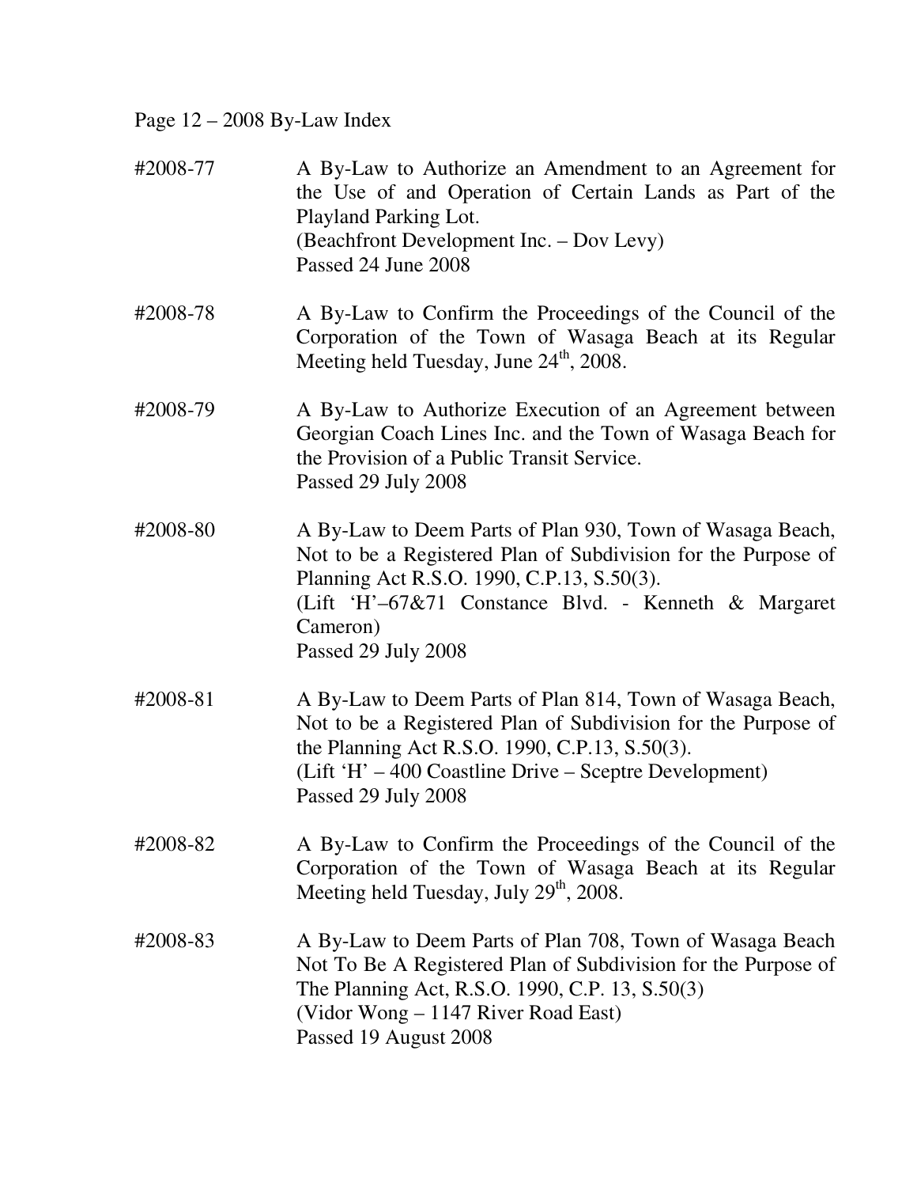Page 12 – 2008 By-Law Index

| | |
|---|---|
| #2008-77 | A By-Law to Authorize an Amendment to an Agreement for the Use of and Operation of Certain Lands as Part of the Playland Parking Lot.<br>(Beachfront Development Inc. – Dov Levy)<br>Passed 24 June 2008 |
| #2008-78 | A By-Law to Confirm the Proceedings of the Council of the Corporation of the Town of Wasaga Beach at its Regular Meeting held Tuesday, June 24th, 2008. |
| #2008-79 | A By-Law to Authorize Execution of an Agreement between Georgian Coach Lines Inc. and the Town of Wasaga Beach for the Provision of a Public Transit Service.<br>Passed 29 July 2008 |
| #2008-80 | A By-Law to Deem Parts of Plan 930, Town of Wasaga Beach, Not to be a Registered Plan of Subdivision for the Purpose of Planning Act R.S.O. 1990, C.P.13, S.50(3).<br>(Lift 'H'–67&71 Constance Blvd. - Kenneth & Margaret Cameron)<br>Passed 29 July 2008 |
| #2008-81 | A By-Law to Deem Parts of Plan 814, Town of Wasaga Beach, Not to be a Registered Plan of Subdivision for the Purpose of the Planning Act R.S.O. 1990, C.P.13, S.50(3).<br>(Lift 'H' – 400 Coastline Drive – Sceptre Development)<br>Passed 29 July 2008 |
| #2008-82 | A By-Law to Confirm the Proceedings of the Council of the Corporation of the Town of Wasaga Beach at its Regular Meeting held Tuesday, July 29th, 2008. |
| #2008-83 | A By-Law to Deem Parts of Plan 708, Town of Wasaga Beach Not To Be A Registered Plan of Subdivision for the Purpose of The Planning Act, R.S.O. 1990, C.P. 13, S.50(3)<br>(Vidor Wong – 1147 River Road East)<br>Passed 19 August 2008 |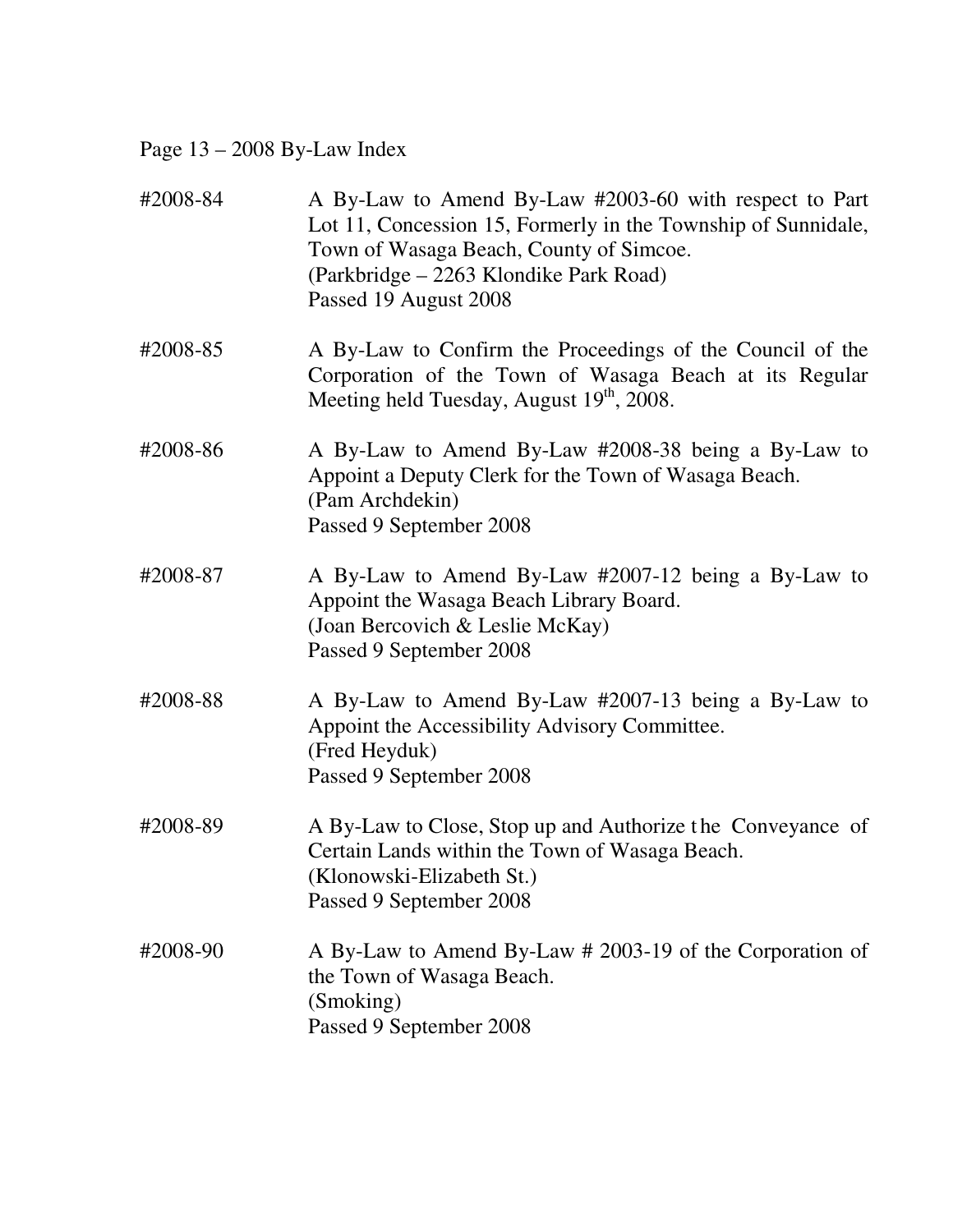**#2008-84** A By-Law to Amend By-Law #2003-60 with respect to Part Lot 11, Concession 15, Formerly in the Township of Sunnidale, Town of Wasaga Beach, County of Simcoe.
(Parkbridge – 2263 Klondike Park Road)
Passed 19 August 2008

**#2008-85** A By-Law to Confirm the Proceedings of the Council of the Corporation of the Town of Wasaga Beach at its Regular Meeting held Tuesday, August 19th, 2008.

**#2008-86** A By-Law to Amend By-Law #2008-38 being a By-Law to Appoint a Deputy Clerk for the Town of Wasaga Beach.
(Pam Archdekin)
Passed 9 September 2008

**#2008-87** A By-Law to Amend By-Law #2007-12 being a By-Law to Appoint the Wasaga Beach Library Board.
(Joan Bercovich & Leslie McKay)
Passed 9 September 2008

**#2008-88** A By-Law to Amend By-Law #2007-13 being a By-Law to Appoint the Accessibility Advisory Committee.
(Fred Heyduk)
Passed 9 September 2008

**#2008-89** A By-Law to Close, Stop up and Authorize the Conveyance of Certain Lands within the Town of Wasaga Beach.
(Klonowski-Elizabeth St.)
Passed 9 September 2008

**#2008-90** A By-Law to Amend By-Law # 2003-19 of the Corporation of the Town of Wasaga Beach.
(Smoking)
Passed 9 September 2008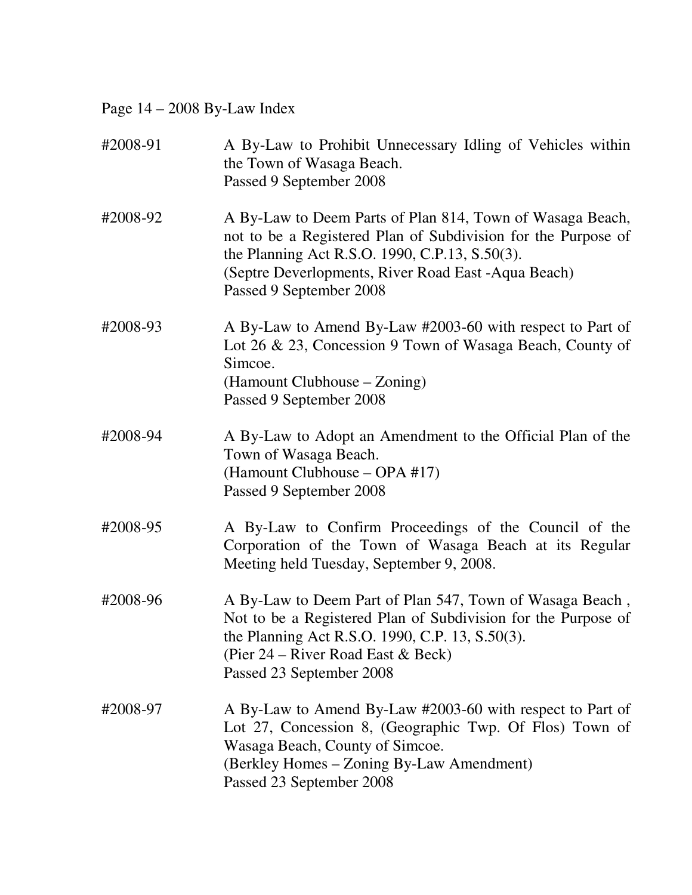Page 14 – 2008 By-Law Index

#2008-91 A By-Law to Prohibit Unnecessary Idling of Vehicles within the Town of Wasaga Beach.
Passed 9 September 2008

#2008-92 A By-Law to Deem Parts of Plan 814, Town of Wasaga Beach, not to be a Registered Plan of Subdivision for the Purpose of the Planning Act R.S.O. 1990, C.P.13, S.50(3).
(Septre Deverlopments, River Road East -Aqua Beach)
Passed 9 September 2008

#2008-93 A By-Law to Amend By-Law #2003-60 with respect to Part of Lot 26 & 23, Concession 9 Town of Wasaga Beach, County of Simcoe.
(Hamount Clubhouse – Zoning)
Passed 9 September 2008

#2008-94 A By-Law to Adopt an Amendment to the Official Plan of the Town of Wasaga Beach.
(Hamount Clubhouse – OPA #17)
Passed 9 September 2008

#2008-95 A By-Law to Confirm Proceedings of the Council of the Corporation of the Town of Wasaga Beach at its Regular Meeting held Tuesday, September 9, 2008.

#2008-96 A By-Law to Deem Part of Plan 547, Town of Wasaga Beach , Not to be a Registered Plan of Subdivision for the Purpose of the Planning Act R.S.O. 1990, C.P. 13, S.50(3).
(Pier 24 – River Road East & Beck)
Passed 23 September 2008

#2008-97 A By-Law to Amend By-Law #2003-60 with respect to Part of Lot 27, Concession 8, (Geographic Twp. Of Flos) Town of Wasaga Beach, County of Simcoe.
(Berkley Homes – Zoning By-Law Amendment)
Passed 23 September 2008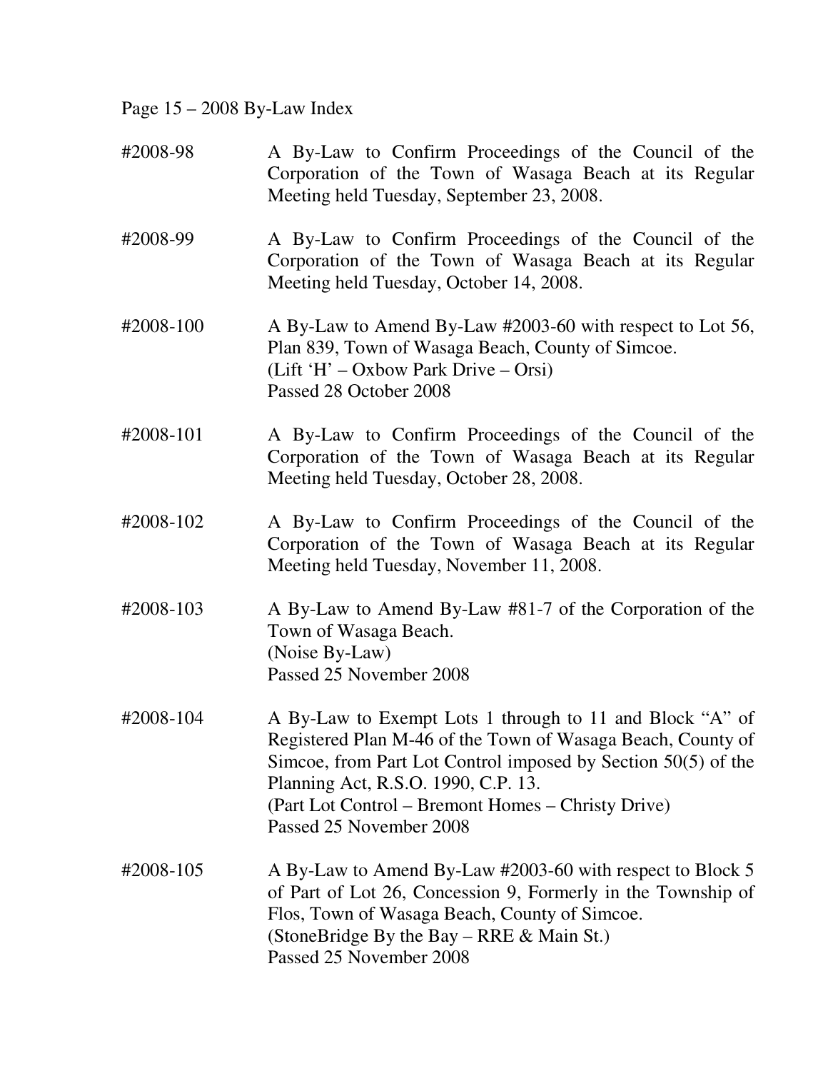Page 15 – 2008 By-Law Index

| | |
|---|---|
| #2008-98 | A By-Law to Confirm Proceedings of the Council of the Corporation of the Town of Wasaga Beach at its Regular Meeting held Tuesday, September 23, 2008. |
| #2008-99 | A By-Law to Confirm Proceedings of the Council of the Corporation of the Town of Wasaga Beach at its Regular Meeting held Tuesday, October 14, 2008. |
| #2008-100 | A By-Law to Amend By-Law #2003-60 with respect to Lot 56, Plan 839, Town of Wasaga Beach, County of Simcoe.<br>(Lift 'H' – Oxbow Park Drive – Orsi)<br>Passed 28 October 2008 |
| #2008-101 | A By-Law to Confirm Proceedings of the Council of the Corporation of the Town of Wasaga Beach at its Regular Meeting held Tuesday, October 28, 2008. |
| #2008-102 | A By-Law to Confirm Proceedings of the Council of the Corporation of the Town of Wasaga Beach at its Regular Meeting held Tuesday, November 11, 2008. |
| #2008-103 | A By-Law to Amend By-Law #81-7 of the Corporation of the Town of Wasaga Beach.<br>(Noise By-Law)<br>Passed 25 November 2008 |
| #2008-104 | A By-Law to Exempt Lots 1 through to 11 and Block "A" of Registered Plan M-46 of the Town of Wasaga Beach, County of Simcoe, from Part Lot Control imposed by Section 50(5) of the Planning Act, R.S.O. 1990, C.P. 13.<br>(Part Lot Control – Bremont Homes – Christy Drive)<br>Passed 25 November 2008 |
| #2008-105 | A By-Law to Amend By-Law #2003-60 with respect to Block 5 of Part of Lot 26, Concession 9, Formerly in the Township of Flos, Town of Wasaga Beach, County of Simcoe.<br>(StoneBridge By the Bay – RRE & Main St.)<br>Passed 25 November 2008 |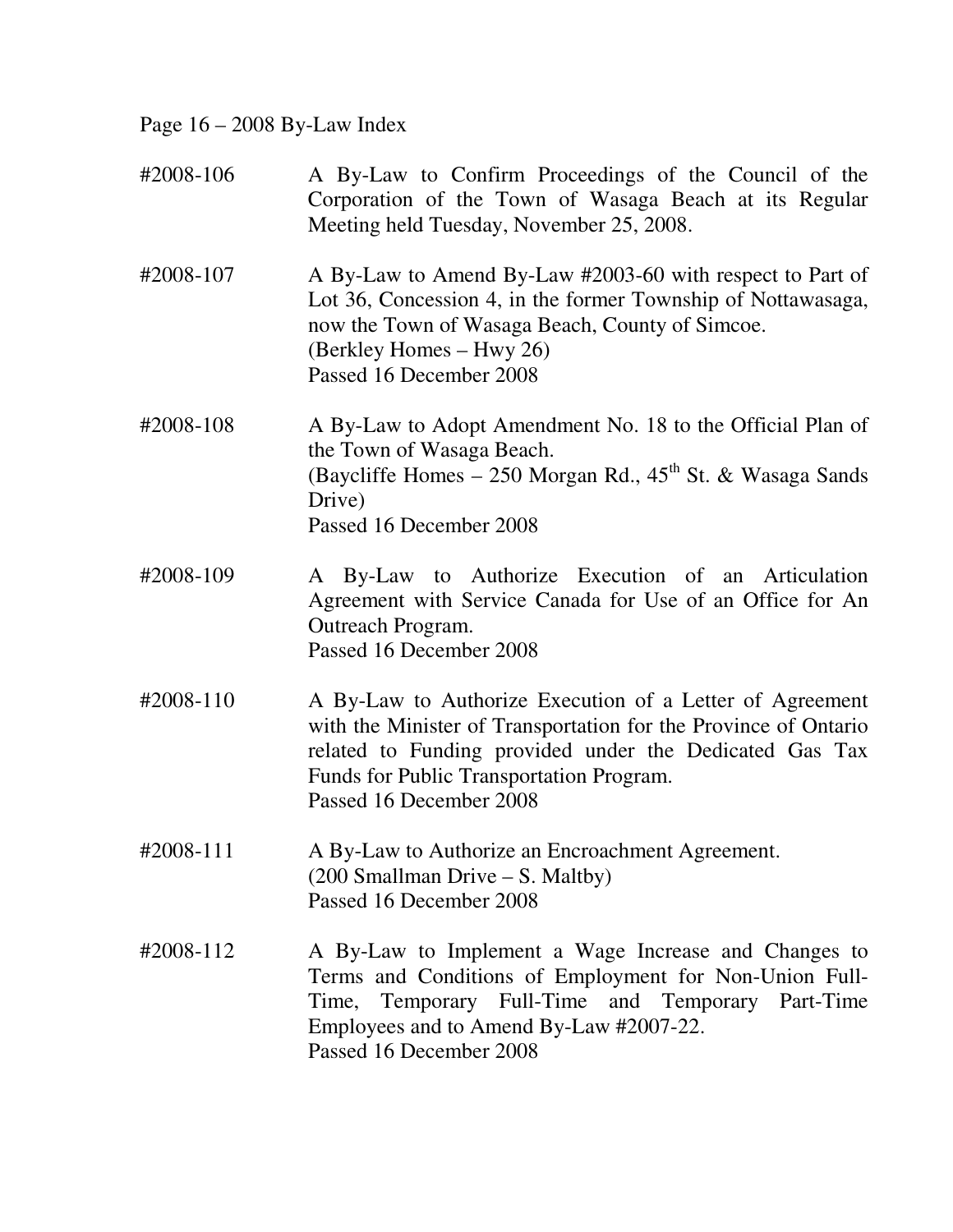Page 16 – 2008 By-Law Index

#2008-106 A By-Law to Confirm Proceedings of the Council of the Corporation of the Town of Wasaga Beach at its Regular Meeting held Tuesday, November 25, 2008.

#2008-107 A By-Law to Amend By-Law #2003-60 with respect to Part of Lot 36, Concession 4, in the former Township of Nottawasaga, now the Town of Wasaga Beach, County of Simcoe.
(Berkley Homes – Hwy 26)
Passed 16 December 2008

#2008-108 A By-Law to Adopt Amendment No. 18 to the Official Plan of the Town of Wasaga Beach.
(Baycliffe Homes – 250 Morgan Rd., 45th St. & Wasaga Sands Drive)
Passed 16 December 2008

#2008-109 A By-Law to Authorize Execution of an Articulation Agreement with Service Canada for Use of an Office for An Outreach Program.
Passed 16 December 2008

#2008-110 A By-Law to Authorize Execution of a Letter of Agreement with the Minister of Transportation for the Province of Ontario related to Funding provided under the Dedicated Gas Tax Funds for Public Transportation Program.
Passed 16 December 2008

#2008-111 A By-Law to Authorize an Encroachment Agreement.
(200 Smallman Drive – S. Maltby)
Passed 16 December 2008

#2008-112 A By-Law to Implement a Wage Increase and Changes to Terms and Conditions of Employment for Non-Union Full-Time, Temporary Full-Time and Temporary Part-Time Employees and to Amend By-Law #2007-22.
Passed 16 December 2008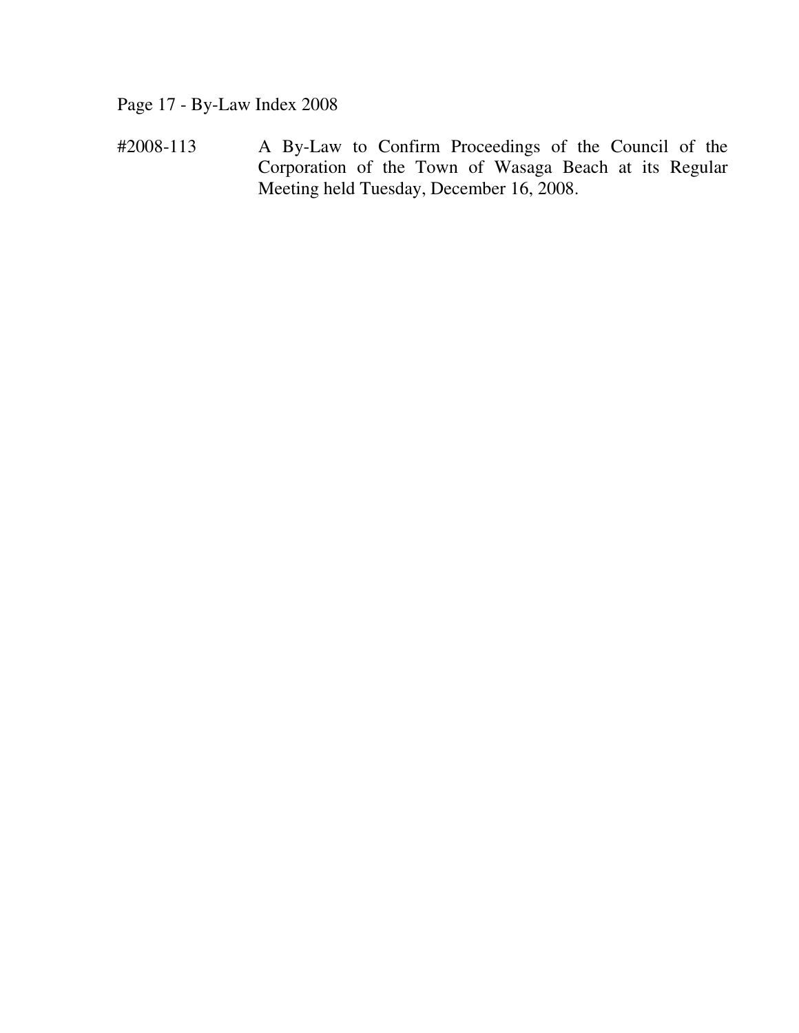#2008-113 A By-Law to Confirm Proceedings of the Council of the Corporation of the Town of Wasaga Beach at its Regular Meeting held Tuesday, December 16, 2008.